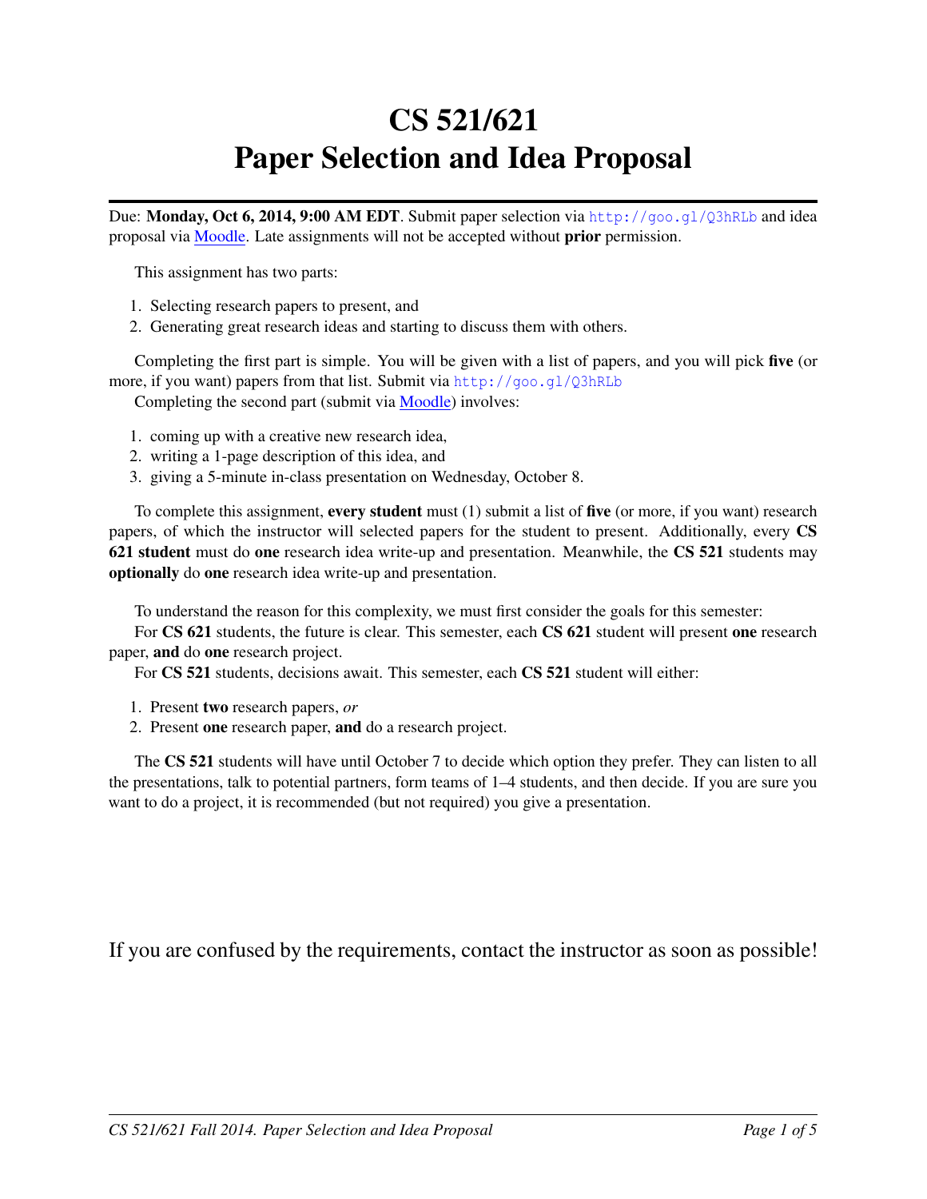# CS 521/621
# Paper Selection and Idea Proposal

Due: **Monday, Oct 6, 2014, 9:00 AM EDT**. Submit paper selection via http://goo.gl/Q3hRLb and idea proposal via Moodle. Late assignments will not be accepted without **prior** permission.

This assignment has two parts:

1. Selecting research papers to present, and
2. Generating great research ideas and starting to discuss them with others.

Completing the first part is simple. You will be given with a list of papers, and you will pick **five** (or more, if you want) papers from that list. Submit via http://goo.gl/Q3hRLb

Completing the second part (submit via Moodle) involves:

1. coming up with a creative new research idea,
2. writing a 1-page description of this idea, and
3. giving a 5-minute in-class presentation on Wednesday, October 8.

To complete this assignment, **every student** must (1) submit a list of **five** (or more, if you want) research papers, of which the instructor will selected papers for the student to present. Additionally, every **CS 621 student** must do **one** research idea write-up and presentation. Meanwhile, the **CS 521** students may **optionally** do **one** research idea write-up and presentation.

To understand the reason for this complexity, we must first consider the goals for this semester:

For **CS 621** students, the future is clear. This semester, each **CS 621** student will present **one** research paper, **and** do **one** research project.

For **CS 521** students, decisions await. This semester, each **CS 521** student will either:

1. Present **two** research papers, *or*
2. Present **one** research paper, **and** do a research project.

The **CS 521** students will have until October 7 to decide which option they prefer. They can listen to all the presentations, talk to potential partners, form teams of 1–4 students, and then decide. If you are sure you want to do a project, it is recommended (but not required) you give a presentation.

If you are confused by the requirements, contact the instructor as soon as possible!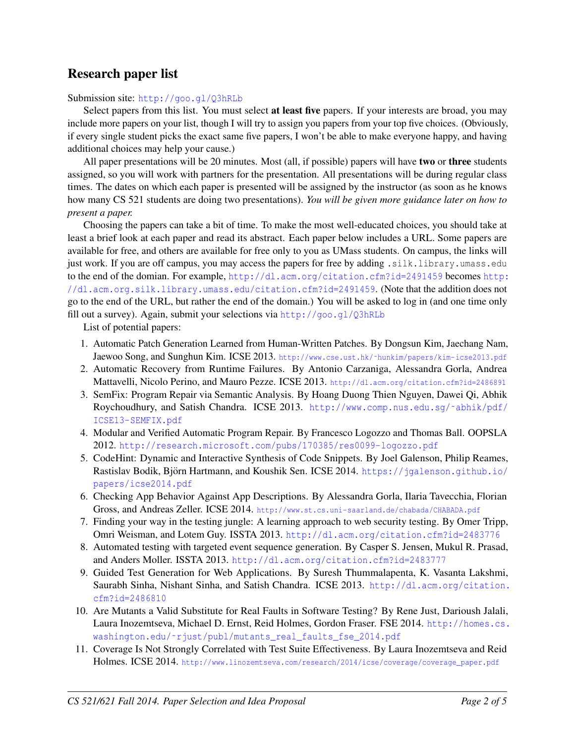## Research paper list

Submission site: http://goo.gl/Q3hRLb

Select papers from this list. You must select **at least five** papers. If your interests are broad, you may include more papers on your list, though I will try to assign you papers from your top five choices. (Obviously, if every single student picks the exact same five papers, I won't be able to make everyone happy, and having additional choices may help your cause.)

All paper presentations will be 20 minutes. Most (all, if possible) papers will have **two** or **three** students assigned, so you will work with partners for the presentation. All presentations will be during regular class times. The dates on which each paper is presented will be assigned by the instructor (as soon as he knows how many CS 521 students are doing two presentations). *You will be given more guidance later on how to present a paper.*

Choosing the papers can take a bit of time. To make the most well-educated choices, you should take at least a brief look at each paper and read its abstract. Each paper below includes a URL. Some papers are available for free, and others are available for free only to you as UMass students. On campus, the links will just work. If you are off campus, you may access the papers for free by adding `.silk.library.umass.edu` to the end of the domian. For example, http://dl.acm.org/citation.cfm?id=2491459 becomes http://dl.acm.org.silk.library.umass.edu/citation.cfm?id=2491459. (Note that the addition does not go to the end of the URL, but rather the end of the domain.) You will be asked to log in (and one time only fill out a survey). Again, submit your selections via http://goo.gl/Q3hRLb

List of potential papers:

1. Automatic Patch Generation Learned from Human-Written Patches. By Dongsun Kim, Jaechang Nam, Jaewoo Song, and Sunghun Kim. ICSE 2013. http://www.cse.ust.hk/~hunkim/papers/kim-icse2013.pdf
2. Automatic Recovery from Runtime Failures. By Antonio Carzaniga, Alessandra Gorla, Andrea Mattavelli, Nicolo Perino, and Mauro Pezze. ICSE 2013. http://dl.acm.org/citation.cfm?id=2486891
3. SemFix: Program Repair via Semantic Analysis. By Hoang Duong Thien Nguyen, Dawei Qi, Abhik Roychoudhury, and Satish Chandra. ICSE 2013. http://www.comp.nus.edu.sg/~abhik/pdf/ICSE13-SEMFIX.pdf
4. Modular and Verified Automatic Program Repair. By Francesco Logozzo and Thomas Ball. OOPSLA 2012. http://research.microsoft.com/pubs/170385/res0099-logozzo.pdf
5. CodeHint: Dynamic and Interactive Synthesis of Code Snippets. By Joel Galenson, Philip Reames, Rastislav Bodik, Björn Hartmann, and Koushik Sen. ICSE 2014. https://jgalenson.github.io/papers/icse2014.pdf
6. Checking App Behavior Against App Descriptions. By Alessandra Gorla, Ilaria Tavecchia, Florian Gross, and Andreas Zeller. ICSE 2014. http://www.st.cs.uni-saarland.de/chabada/CHABADA.pdf
7. Finding your way in the testing jungle: A learning approach to web security testing. By Omer Tripp, Omri Weisman, and Lotem Guy. ISSTA 2013. http://dl.acm.org/citation.cfm?id=2483776
8. Automated testing with targeted event sequence generation. By Casper S. Jensen, Mukul R. Prasad, and Anders Moller. ISSTA 2013. http://dl.acm.org/citation.cfm?id=2483777
9. Guided Test Generation for Web Applications. By Suresh Thummalapenta, K. Vasanta Lakshmi, Saurabh Sinha, Nishant Sinha, and Satish Chandra. ICSE 2013. http://dl.acm.org/citation.cfm?id=2486810
10. Are Mutants a Valid Substitute for Real Faults in Software Testing? By Rene Just, Darioush Jalali, Laura Inozemtseva, Michael D. Ernst, Reid Holmes, Gordon Fraser. FSE 2014. http://homes.cs.washington.edu/~rjust/publ/mutants_real_faults_fse_2014.pdf
11. Coverage Is Not Strongly Correlated with Test Suite Effectiveness. By Laura Inozemtseva and Reid Holmes. ICSE 2014. http://www.linozemtseva.com/research/2014/icse/coverage/coverage_paper.pdf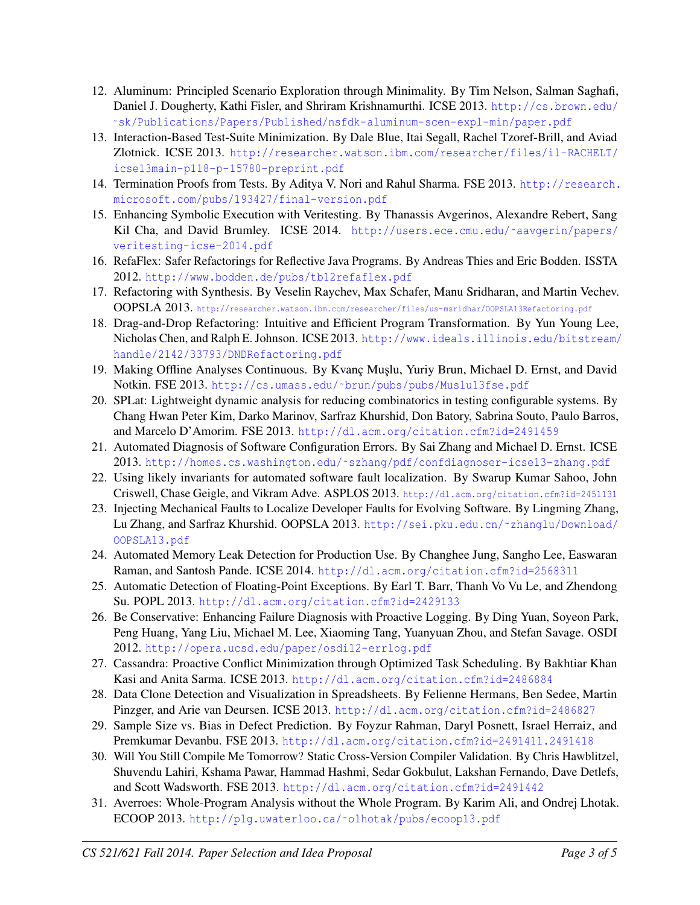12. Aluminum: Principled Scenario Exploration through Minimality. By Tim Nelson, Salman Saghafi, Daniel J. Dougherty, Kathi Fisler, and Shriram Krishnamurthi. ICSE 2013. http://cs.brown.edu/~sk/Publications/Papers/Published/nsfdk-aluminum-scen-expl-min/paper.pdf
13. Interaction-Based Test-Suite Minimization. By Dale Blue, Itai Segall, Rachel Tzoref-Brill, and Aviad Zlotnick. ICSE 2013. http://researcher.watson.ibm.com/researcher/files/il-RACHELT/icse13main-p118-p-15780-preprint.pdf
14. Termination Proofs from Tests. By Aditya V. Nori and Rahul Sharma. FSE 2013. http://research.microsoft.com/pubs/193427/final-version.pdf
15. Enhancing Symbolic Execution with Veritesting. By Thanassis Avgerinos, Alexandre Rebert, Sang Kil Cha, and David Brumley. ICSE 2014. http://users.ece.cmu.edu/~aavgerin/papers/veritesting-icse-2014.pdf
16. RefaFlex: Safer Refactorings for Reflective Java Programs. By Andreas Thies and Eric Bodden. ISSTA 2012. http://www.bodden.de/pubs/tb12refaflex.pdf
17. Refactoring with Synthesis. By Veselin Raychev, Max Schafer, Manu Sridharan, and Martin Vechev. OOPSLA 2013. http://researcher.watson.ibm.com/researcher/files/us-msridhar/OOPSLA13Refactoring.pdf
18. Drag-and-Drop Refactoring: Intuitive and Efficient Program Transformation. By Yun Young Lee, Nicholas Chen, and Ralph E. Johnson. ICSE 2013. http://www.ideals.illinois.edu/bitstream/handle/2142/33793/DNDRefactoring.pdf
19. Making Offline Analyses Continuous. By Kvanç Muşlu, Yuriy Brun, Michael D. Ernst, and David Notkin. FSE 2013. http://cs.umass.edu/~brun/pubs/pubs/Muslu13fse.pdf
20. SPLat: Lightweight dynamic analysis for reducing combinatorics in testing configurable systems. By Chang Hwan Peter Kim, Darko Marinov, Sarfraz Khurshid, Don Batory, Sabrina Souto, Paulo Barros, and Marcelo D'Amorim. FSE 2013. http://dl.acm.org/citation.cfm?id=2491459
21. Automated Diagnosis of Software Configuration Errors. By Sai Zhang and Michael D. Ernst. ICSE 2013. http://homes.cs.washington.edu/~szhang/pdf/confdiagnoser-icse13-zhang.pdf
22. Using likely invariants for automated software fault localization. By Swarup Kumar Sahoo, John Criswell, Chase Geigle, and Vikram Adve. ASPLOS 2013. http://dl.acm.org/citation.cfm?id=2451131
23. Injecting Mechanical Faults to Localize Developer Faults for Evolving Software. By Lingming Zhang, Lu Zhang, and Sarfraz Khurshid. OOPSLA 2013. http://sei.pku.edu.cn/~zhanglu/Download/OOPSLA13.pdf
24. Automated Memory Leak Detection for Production Use. By Changhee Jung, Sangho Lee, Easwaran Raman, and Santosh Pande. ICSE 2014. http://dl.acm.org/citation.cfm?id=2568311
25. Automatic Detection of Floating-Point Exceptions. By Earl T. Barr, Thanh Vo Vu Le, and Zhendong Su. POPL 2013. http://dl.acm.org/citation.cfm?id=2429133
26. Be Conservative: Enhancing Failure Diagnosis with Proactive Logging. By Ding Yuan, Soyeon Park, Peng Huang, Yang Liu, Michael M. Lee, Xiaoming Tang, Yuanyuan Zhou, and Stefan Savage. OSDI 2012. http://opera.ucsd.edu/paper/osdi12-errlog.pdf
27. Cassandra: Proactive Conflict Minimization through Optimized Task Scheduling. By Bakhtiar Khan Kasi and Anita Sarma. ICSE 2013. http://dl.acm.org/citation.cfm?id=2486884
28. Data Clone Detection and Visualization in Spreadsheets. By Felienne Hermans, Ben Sedee, Martin Pinzger, and Arie van Deursen. ICSE 2013. http://dl.acm.org/citation.cfm?id=2486827
29. Sample Size vs. Bias in Defect Prediction. By Foyzur Rahman, Daryl Posnett, Israel Herraiz, and Premkumar Devanbu. FSE 2013. http://dl.acm.org/citation.cfm?id=2491411.2491418
30. Will You Still Compile Me Tomorrow? Static Cross-Version Compiler Validation. By Chris Hawblitzel, Shuvendu Lahiri, Kshama Pawar, Hammad Hashmi, Sedar Gokbulut, Lakshan Fernando, Dave Detlefs, and Scott Wadsworth. FSE 2013. http://dl.acm.org/citation.cfm?id=2491442
31. Averroes: Whole-Program Analysis without the Whole Program. By Karim Ali, and Ondrej Lhotak. ECOOP 2013. http://plg.uwaterloo.ca/~olhotak/pubs/ecoop13.pdf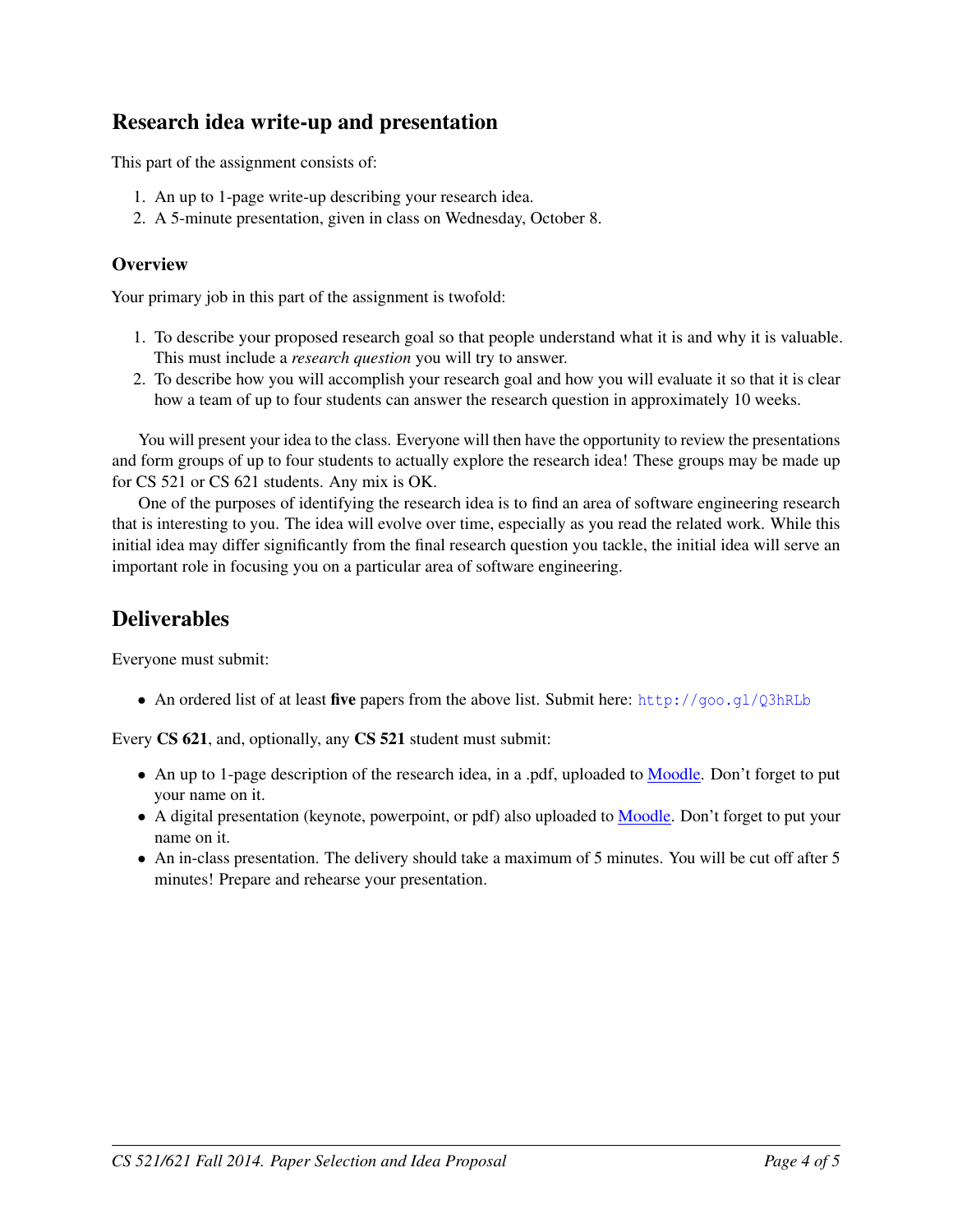## Research idea write-up and presentation

This part of the assignment consists of:

1. An up to 1-page write-up describing your research idea.
2. A 5-minute presentation, given in class on Wednesday, October 8.

### Overview

Your primary job in this part of the assignment is twofold:

1. To describe your proposed research goal so that people understand what it is and why it is valuable. This must include a *research question* you will try to answer.
2. To describe how you will accomplish your research goal and how you will evaluate it so that it is clear how a team of up to four students can answer the research question in approximately 10 weeks.

You will present your idea to the class. Everyone will then have the opportunity to review the presentations and form groups of up to four students to actually explore the research idea! These groups may be made up for CS 521 or CS 621 students. Any mix is OK.

One of the purposes of identifying the research idea is to find an area of software engineering research that is interesting to you. The idea will evolve over time, especially as you read the related work. While this initial idea may differ significantly from the final research question you tackle, the initial idea will serve an important role in focusing you on a particular area of software engineering.

## Deliverables

Everyone must submit:

- An ordered list of at least **five** papers from the above list. Submit here: `http://goo.gl/Q3hRLb`

Every **CS 621**, and, optionally, any **CS 521** student must submit:

- An up to 1-page description of the research idea, in a .pdf, uploaded to Moodle. Don't forget to put your name on it.
- A digital presentation (keynote, powerpoint, or pdf) also uploaded to Moodle. Don't forget to put your name on it.
- An in-class presentation. The delivery should take a maximum of 5 minutes. You will be cut off after 5 minutes! Prepare and rehearse your presentation.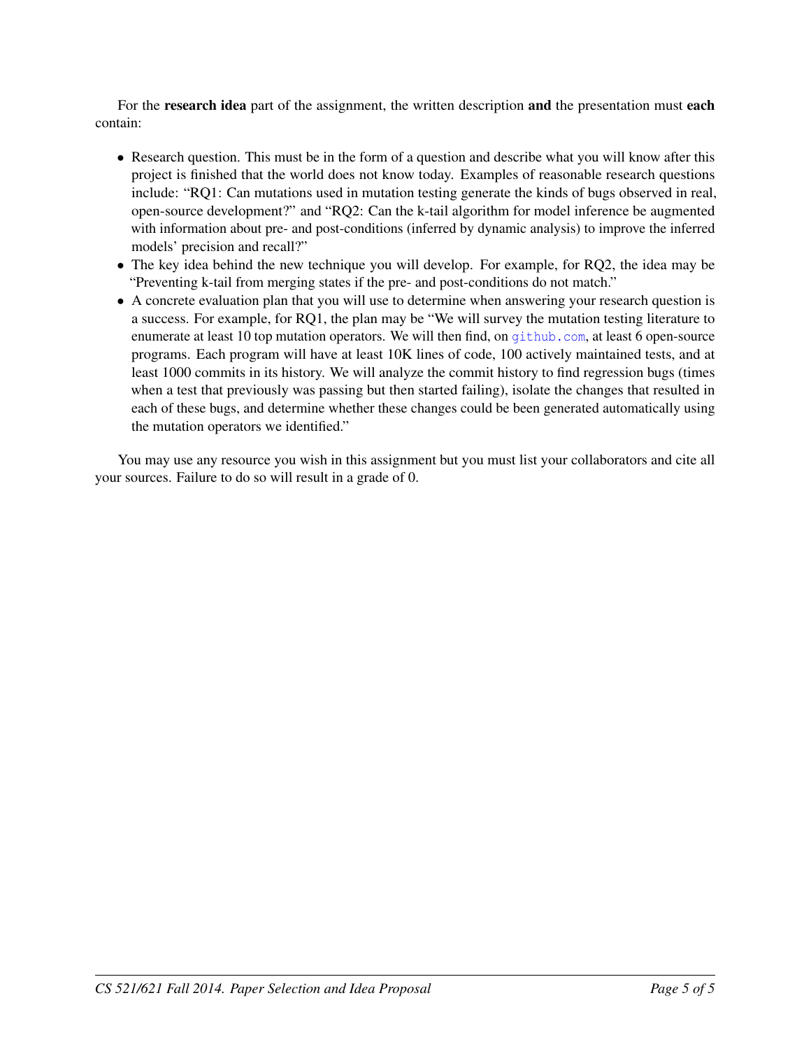For the **research idea** part of the assignment, the written description **and** the presentation must **each** contain:

- Research question. This must be in the form of a question and describe what you will know after this project is finished that the world does not know today. Examples of reasonable research questions include: "RQ1: Can mutations used in mutation testing generate the kinds of bugs observed in real, open-source development?" and "RQ2: Can the k-tail algorithm for model inference be augmented with information about pre- and post-conditions (inferred by dynamic analysis) to improve the inferred models' precision and recall?"
- The key idea behind the new technique you will develop. For example, for RQ2, the idea may be "Preventing k-tail from merging states if the pre- and post-conditions do not match."
- A concrete evaluation plan that you will use to determine when answering your research question is a success. For example, for RQ1, the plan may be "We will survey the mutation testing literature to enumerate at least 10 top mutation operators. We will then find, on `github.com`, at least 6 open-source programs. Each program will have at least 10K lines of code, 100 actively maintained tests, and at least 1000 commits in its history. We will analyze the commit history to find regression bugs (times when a test that previously was passing but then started failing), isolate the changes that resulted in each of these bugs, and determine whether these changes could be been generated automatically using the mutation operators we identified."

You may use any resource you wish in this assignment but you must list your collaborators and cite all your sources. Failure to do so will result in a grade of 0.